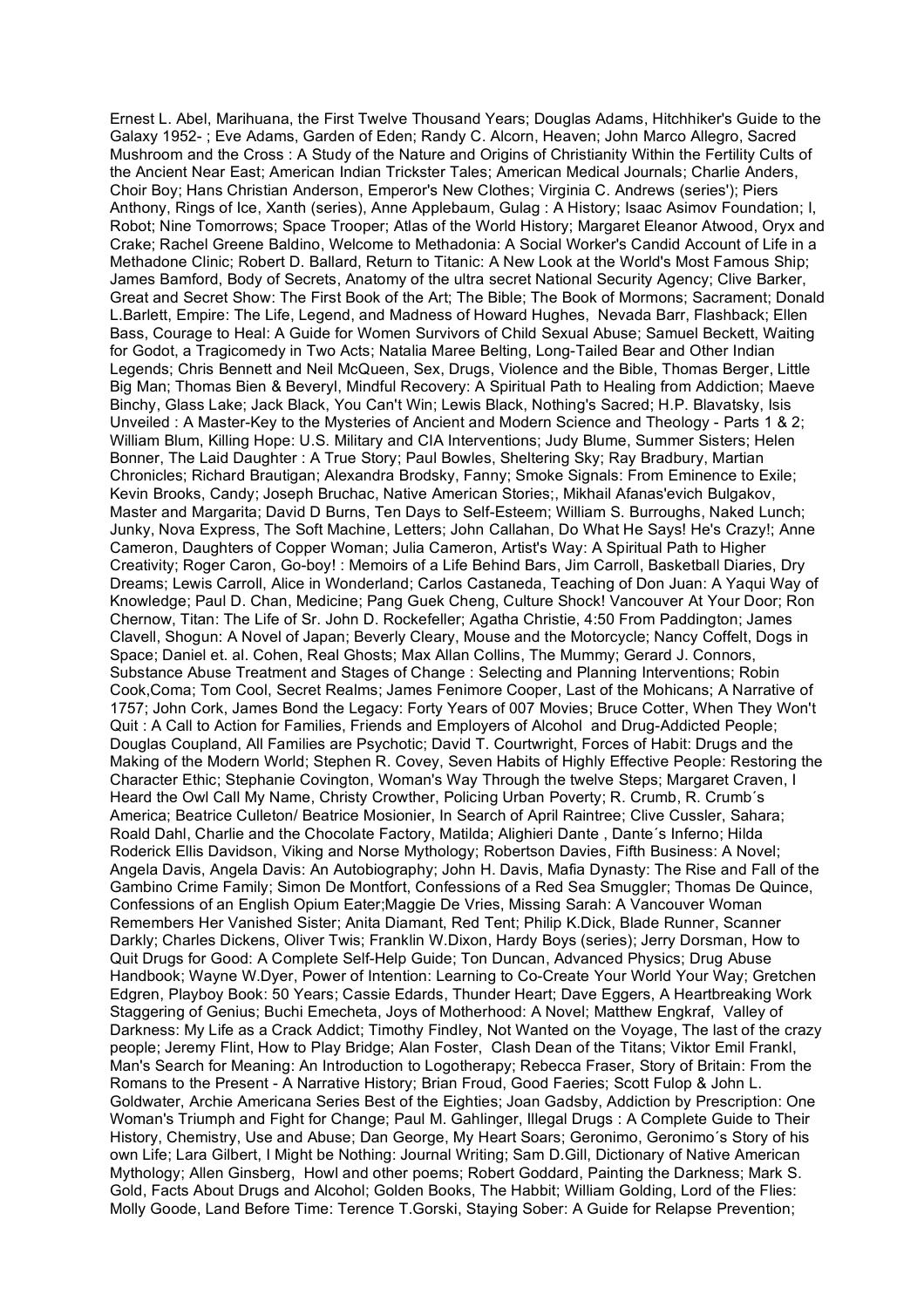Ernest L. Abel, Marihuana, the First Twelve Thousand Years; Douglas Adams, Hitchhiker's Guide to the Galaxy 1952- ; Eve Adams, Garden of Eden; Randy C. Alcorn, Heaven; John Marco Allegro, Sacred Mushroom and the Cross : A Study of the Nature and Origins of Christianity Within the Fertility Cults of the Ancient Near East; American Indian Trickster Tales; American Medical Journals; Charlie Anders, Choir Boy; Hans Christian Anderson, Emperor's New Clothes; Virginia C. Andrews (series'); Piers Anthony, Rings of Ice, Xanth (series), Anne Applebaum, Gulag : A History; Isaac Asimov Foundation; I, Robot; Nine Tomorrows; Space Trooper; Atlas of the World History; Margaret Eleanor Atwood, Oryx and Crake; Rachel Greene Baldino, Welcome to Methadonia: A Social Worker's Candid Account of Life in a Methadone Clinic; Robert D. Ballard, Return to Titanic: A New Look at the World's Most Famous Ship; James Bamford, Body of Secrets, Anatomy of the ultra secret National Security Agency; Clive Barker, Great and Secret Show: The First Book of the Art; The Bible; The Book of Mormons; Sacrament; Donald L.Barlett, Empire: The Life, Legend, and Madness of Howard Hughes, Nevada Barr, Flashback; Ellen Bass, Courage to Heal: A Guide for Women Survivors of Child Sexual Abuse; Samuel Beckett, Waiting for Godot, a Tragicomedy in Two Acts; Natalia Maree Belting, Long-Tailed Bear and Other Indian Legends; Chris Bennett and Neil McQueen, Sex, Drugs, Violence and the Bible, Thomas Berger, Little Big Man; Thomas Bien & Beveryl, Mindful Recovery: A Spiritual Path to Healing from Addiction; Maeve Binchy, Glass Lake; Jack Black, You Can't Win; Lewis Black, Nothing's Sacred; H.P. Blavatsky, Isis Unveiled : A Master-Key to the Mysteries of Ancient and Modern Science and Theology - Parts 1 & 2; William Blum, Killing Hope: U.S. Military and CIA Interventions; Judy Blume, Summer Sisters; Helen Bonner, The Laid Daughter : A True Story; Paul Bowles, Sheltering Sky; Ray Bradbury, Martian Chronicles; Richard Brautigan; Alexandra Brodsky, Fanny; Smoke Signals: From Eminence to Exile; Kevin Brooks, Candy; Joseph Bruchac, Native American Stories;, Mikhail Afanas'evich Bulgakov, Master and Margarita; David D Burns, Ten Days to Self-Esteem; William S. Burroughs, Naked Lunch; Junky, Nova Express, The Soft Machine, Letters; John Callahan, Do What He Says! He's Crazy!; Anne Cameron, Daughters of Copper Woman; Julia Cameron, Artist's Way: A Spiritual Path to Higher Creativity; Roger Caron, Go-boy! : Memoirs of a Life Behind Bars, Jim Carroll, Basketball Diaries, Dry Dreams; Lewis Carroll, Alice in Wonderland; Carlos Castaneda, Teaching of Don Juan: A Yaqui Way of Knowledge; Paul D. Chan, Medicine; Pang Guek Cheng, Culture Shock! Vancouver At Your Door; Ron Chernow, Titan: The Life of Sr. John D. Rockefeller; Agatha Christie, 4:50 From Paddington; James Clavell, Shogun: A Novel of Japan; Beverly Cleary, Mouse and the Motorcycle; Nancy Coffelt, Dogs in Space; Daniel et. al. Cohen, Real Ghosts; Max Allan Collins, The Mummy; Gerard J. Connors, Substance Abuse Treatment and Stages of Change : Selecting and Planning Interventions; Robin Cook,Coma; Tom Cool, Secret Realms; James Fenimore Cooper, Last of the Mohicans; A Narrative of 1757; John Cork, James Bond the Legacy: Forty Years of 007 Movies; Bruce Cotter, When They Won't Quit : A Call to Action for Families, Friends and Employers of Alcohol and Drug-Addicted People; Douglas Coupland, All Families are Psychotic; David T. Courtwright, Forces of Habit: Drugs and the Making of the Modern World; Stephen R. Covey, Seven Habits of Highly Effective People: Restoring the Character Ethic; Stephanie Covington, Woman's Way Through the twelve Steps; Margaret Craven, I Heard the Owl Call My Name, Christy Crowther, Policing Urban Poverty; R. Crumb, R. Crumb´s America; Beatrice Culleton/ Beatrice Mosionier, In Search of April Raintree; Clive Cussler, Sahara; Roald Dahl, Charlie and the Chocolate Factory, Matilda; Alighieri Dante , Dante´s Inferno; Hilda Roderick Ellis Davidson, Viking and Norse Mythology; Robertson Davies, Fifth Business: A Novel; Angela Davis, Angela Davis: An Autobiography; John H. Davis, Mafia Dynasty: The Rise and Fall of the Gambino Crime Family; Simon De Montfort, Confessions of a Red Sea Smuggler; Thomas De Quince, Confessions of an English Opium Eater;Maggie De Vries, Missing Sarah: A Vancouver Woman Remembers Her Vanished Sister; Anita Diamant, Red Tent; Philip K.Dick, Blade Runner, Scanner Darkly; Charles Dickens, Oliver Twis; Franklin W.Dixon, Hardy Boys (series); Jerry Dorsman, How to Quit Drugs for Good: A Complete Self-Help Guide; Ton Duncan, Advanced Physics; Drug Abuse Handbook; Wayne W.Dyer, Power of Intention: Learning to Co-Create Your World Your Way; Gretchen Edgren, Playboy Book: 50 Years; Cassie Edards, Thunder Heart; Dave Eggers, A Heartbreaking Work Staggering of Genius; Buchi Emecheta, Joys of Motherhood: A Novel; Matthew Engkraf, Valley of Darkness: My Life as a Crack Addict; Timothy Findley, Not Wanted on the Voyage, The last of the crazy people; Jeremy Flint, How to Play Bridge; Alan Foster, Clash Dean of the Titans; Viktor Emil Frankl, Man's Search for Meaning: An Introduction to Logotherapy; Rebecca Fraser, Story of Britain: From the Romans to the Present - A Narrative History; Brian Froud, Good Faeries; Scott Fulop & John L. Goldwater, Archie Americana Series Best of the Eighties; Joan Gadsby, Addiction by Prescription: One Woman's Triumph and Fight for Change; Paul M. Gahlinger, Illegal Drugs : A Complete Guide to Their History, Chemistry, Use and Abuse; Dan George, My Heart Soars; Geronimo, Geronimo´s Story of his own Life; Lara Gilbert, I Might be Nothing: Journal Writing; Sam D.Gill, Dictionary of Native American Mythology; Allen Ginsberg, Howl and other poems; Robert Goddard, Painting the Darkness; Mark S. Gold, Facts About Drugs and Alcohol; Golden Books, The Habbit; William Golding, Lord of the Flies: Molly Goode, Land Before Time: Terence T.Gorski, Staying Sober: A Guide for Relapse Prevention;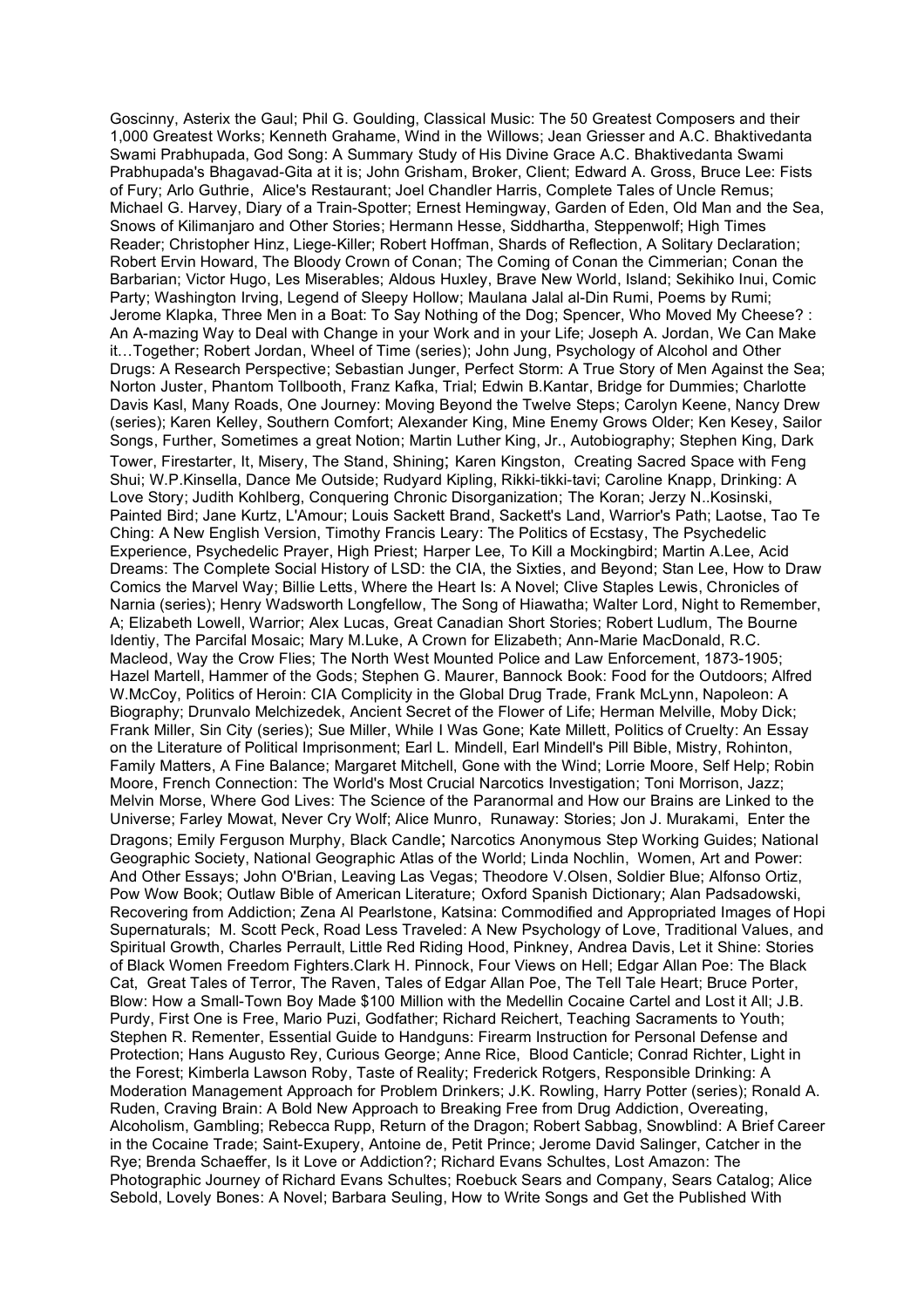Goscinny, Asterix the Gaul; Phil G. Goulding, Classical Music: The 50 Greatest Composers and their 1,000 Greatest Works; Kenneth Grahame, Wind in the Willows; Jean Griesser and A.C. Bhaktivedanta Swami Prabhupada, God Song: A Summary Study of His Divine Grace A.C. Bhaktivedanta Swami Prabhupada's Bhagavad-Gita at it is; John Grisham, Broker, Client; Edward A. Gross, Bruce Lee: Fists of Fury; Arlo Guthrie, Alice's Restaurant; Joel Chandler Harris, Complete Tales of Uncle Remus; Michael G. Harvey, Diary of a Train-Spotter; Ernest Hemingway, Garden of Eden, Old Man and the Sea, Snows of Kilimanjaro and Other Stories; Hermann Hesse, Siddhartha, Steppenwolf; High Times Reader; Christopher Hinz, Liege-Killer; Robert Hoffman, Shards of Reflection, A Solitary Declaration; Robert Ervin Howard, The Bloody Crown of Conan; The Coming of Conan the Cimmerian; Conan the Barbarian; Victor Hugo, Les Miserables; Aldous Huxley, Brave New World, Island; Sekihiko Inui, Comic Party; Washington Irving, Legend of Sleepy Hollow; Maulana Jalal al-Din Rumi, Poems by Rumi; Jerome Klapka, Three Men in a Boat: To Say Nothing of the Dog; Spencer, Who Moved My Cheese? : An A-mazing Way to Deal with Change in your Work and in your Life; Joseph A. Jordan, We Can Make it…Together; Robert Jordan, Wheel of Time (series); John Jung, Psychology of Alcohol and Other Drugs: A Research Perspective; Sebastian Junger, Perfect Storm: A True Story of Men Against the Sea; Norton Juster, Phantom Tollbooth, Franz Kafka, Trial; Edwin B.Kantar, Bridge for Dummies; Charlotte Davis Kasl, Many Roads, One Journey: Moving Beyond the Twelve Steps; Carolyn Keene, Nancy Drew (series); Karen Kelley, Southern Comfort; Alexander King, Mine Enemy Grows Older; Ken Kesey, Sailor Songs, Further, Sometimes a great Notion; Martin Luther King, Jr., Autobiography; Stephen King, Dark Tower, Firestarter, It, Misery, The Stand, Shining; Karen Kingston, Creating Sacred Space with Feng Shui; W.P.Kinsella, Dance Me Outside; Rudyard Kipling, Rikki-tikki-tavi; Caroline Knapp, Drinking: A Love Story; Judith Kohlberg, Conquering Chronic Disorganization; The Koran; Jerzy N..Kosinski, Painted Bird; Jane Kurtz, L'Amour; Louis Sackett Brand, Sackett's Land, Warrior's Path; Laotse, Tao Te Ching: A New English Version, Timothy Francis Leary: The Politics of Ecstasy, The Psychedelic Experience, Psychedelic Prayer, High Priest; Harper Lee, To Kill a Mockingbird; Martin A.Lee, Acid Dreams: The Complete Social History of LSD: the CIA, the Sixties, and Beyond; Stan Lee, How to Draw Comics the Marvel Way; Billie Letts, Where the Heart Is: A Novel; Clive Staples Lewis, Chronicles of Narnia (series); Henry Wadsworth Longfellow, The Song of Hiawatha; Walter Lord, Night to Remember, A; Elizabeth Lowell, Warrior; Alex Lucas, Great Canadian Short Stories; Robert Ludlum, The Bourne Identiy, The Parcifal Mosaic; Mary M.Luke, A Crown for Elizabeth; Ann-Marie MacDonald, R.C. Macleod, Way the Crow Flies; The North West Mounted Police and Law Enforcement, 1873-1905; Hazel Martell, Hammer of the Gods; Stephen G. Maurer, Bannock Book: Food for the Outdoors; Alfred W.McCoy, Politics of Heroin: CIA Complicity in the Global Drug Trade, Frank McLynn, Napoleon: A Biography; Drunvalo Melchizedek, Ancient Secret of the Flower of Life; Herman Melville, Moby Dick; Frank Miller, Sin City (series); Sue Miller, While I Was Gone; Kate Millett, Politics of Cruelty: An Essay on the Literature of Political Imprisonment; Earl L. Mindell, Earl Mindell's Pill Bible, Mistry, Rohinton, Family Matters, A Fine Balance; Margaret Mitchell, Gone with the Wind; Lorrie Moore, Self Help; Robin Moore, French Connection: The World's Most Crucial Narcotics Investigation; Toni Morrison, Jazz; Melvin Morse, Where God Lives: The Science of the Paranormal and How our Brains are Linked to the Universe; Farley Mowat, Never Cry Wolf; Alice Munro, Runaway: Stories; Jon J. Murakami, Enter the Dragons; Emily Ferguson Murphy, Black Candle; Narcotics Anonymous Step Working Guides; National Geographic Society, National Geographic Atlas of the World; Linda Nochlin, Women, Art and Power: And Other Essays; John O'Brian, Leaving Las Vegas; Theodore V.Olsen, Soldier Blue; Alfonso Ortiz, Pow Wow Book; Outlaw Bible of American Literature; Oxford Spanish Dictionary; Alan Padsadowski, Recovering from Addiction; Zena Al Pearlstone, Katsina: Commodified and Appropriated Images of Hopi Supernaturals; M. Scott Peck, Road Less Traveled: A New Psychology of Love, Traditional Values, and Spiritual Growth, Charles Perrault, Little Red Riding Hood, Pinkney, Andrea Davis, Let it Shine: Stories of Black Women Freedom Fighters.Clark H. Pinnock, Four Views on Hell; Edgar Allan Poe: The Black Cat, Great Tales of Terror, The Raven, Tales of Edgar Allan Poe, The Tell Tale Heart; Bruce Porter, Blow: How a Small-Town Boy Made $100 Million with the Medellin Cocaine Cartel and Lost it All; J.B. Purdy, First One is Free, Mario Puzi, Godfather; Richard Reichert, Teaching Sacraments to Youth; Stephen R. Rementer, Essential Guide to Handguns: Firearm Instruction for Personal Defense and Protection; Hans Augusto Rey, Curious George; Anne Rice, Blood Canticle; Conrad Richter, Light in the Forest; Kimberla Lawson Roby, Taste of Reality; Frederick Rotgers, Responsible Drinking: A Moderation Management Approach for Problem Drinkers; J.K. Rowling, Harry Potter (series); Ronald A. Ruden, Craving Brain: A Bold New Approach to Breaking Free from Drug Addiction, Overeating, Alcoholism, Gambling; Rebecca Rupp, Return of the Dragon; Robert Sabbag, Snowblind: A Brief Career in the Cocaine Trade; Saint-Exupery, Antoine de, Petit Prince; Jerome David Salinger, Catcher in the Rye; Brenda Schaeffer, Is it Love or Addiction?; Richard Evans Schultes, Lost Amazon: The Photographic Journey of Richard Evans Schultes; Roebuck Sears and Company, Sears Catalog; Alice Sebold, Lovely Bones: A Novel; Barbara Seuling, How to Write Songs and Get the Published With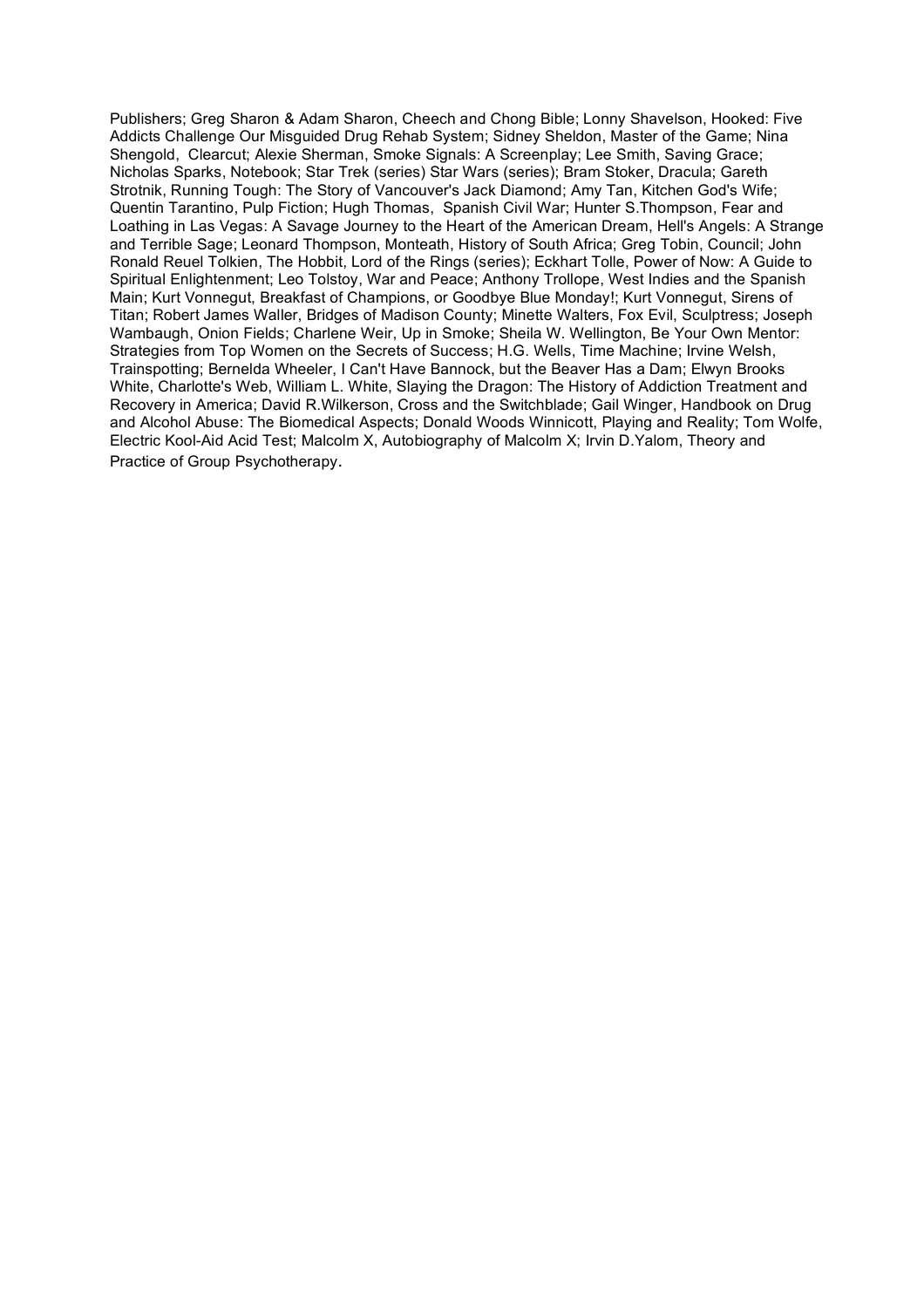Publishers; Greg Sharon & Adam Sharon, Cheech and Chong Bible; Lonny Shavelson, Hooked: Five Addicts Challenge Our Misguided Drug Rehab System; Sidney Sheldon, Master of the Game; Nina Shengold, Clearcut; Alexie Sherman, Smoke Signals: A Screenplay; Lee Smith, Saving Grace; Nicholas Sparks, Notebook; Star Trek (series) Star Wars (series); Bram Stoker, Dracula; Gareth Strotnik, Running Tough: The Story of Vancouver's Jack Diamond; Amy Tan, Kitchen God's Wife; Quentin Tarantino, Pulp Fiction; Hugh Thomas, Spanish Civil War; Hunter S.Thompson, Fear and Loathing in Las Vegas: A Savage Journey to the Heart of the American Dream, Hell's Angels: A Strange and Terrible Sage; Leonard Thompson, Monteath, History of South Africa; Greg Tobin, Council; John Ronald Reuel Tolkien, The Hobbit, Lord of the Rings (series); Eckhart Tolle, Power of Now: A Guide to Spiritual Enlightenment; Leo Tolstoy, War and Peace; Anthony Trollope, West Indies and the Spanish Main; Kurt Vonnegut, Breakfast of Champions, or Goodbye Blue Monday!; Kurt Vonnegut, Sirens of Titan; Robert James Waller, Bridges of Madison County; Minette Walters, Fox Evil, Sculptress; Joseph Wambaugh, Onion Fields; Charlene Weir, Up in Smoke; Sheila W. Wellington, Be Your Own Mentor: Strategies from Top Women on the Secrets of Success; H.G. Wells, Time Machine; Irvine Welsh, Trainspotting; Bernelda Wheeler, I Can't Have Bannock, but the Beaver Has a Dam; Elwyn Brooks White, Charlotte's Web, William L. White, Slaying the Dragon: The History of Addiction Treatment and Recovery in America; David R.Wilkerson, Cross and the Switchblade; Gail Winger, Handbook on Drug and Alcohol Abuse: The Biomedical Aspects; Donald Woods Winnicott, Playing and Reality; Tom Wolfe, Electric Kool-Aid Acid Test; Malcolm X, Autobiography of Malcolm X; Irvin D.Yalom, Theory and Practice of Group Psychotherapy.